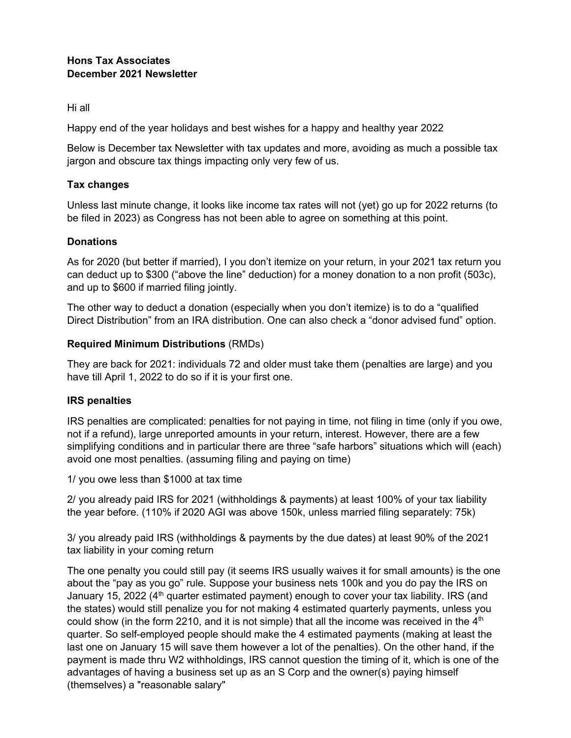**Hons Tax Associates**
**December 2021 Newsletter**

Hi all

Happy end of the year holidays and best wishes for a happy and healthy year 2022

Below is December tax Newsletter with tax updates and more, avoiding as much a possible tax jargon and obscure tax things impacting only very few of us.

### Tax changes

Unless last minute change, it looks like income tax rates will not (yet) go up for 2022 returns (to be filed in 2023) as Congress has not been able to agree on something at this point.

### Donations

As for 2020 (but better if married), I you don't itemize on your return, in your 2021 tax return you can deduct up to $300 ("above the line" deduction) for a money donation to a non profit (503c), and up to $600 if married filing jointly.

The other way to deduct a donation (especially when you don't itemize) is to do a "qualified Direct Distribution" from an IRA distribution. One can also check a "donor advised fund" option.

### Required Minimum Distributions (RMDs)

They are back for 2021: individuals 72 and older must take them (penalties are large) and you have till April 1, 2022 to do so if it is your first one.

### IRS penalties

IRS penalties are complicated: penalties for not paying in time, not filing in time (only if you owe, not if a refund), large unreported amounts in your return, interest. However, there are a few simplifying conditions and in particular there are three "safe harbors" situations which will (each) avoid one most penalties. (assuming filing and paying on time)

1/ you owe less than $1000 at tax time

2/ you already paid IRS for 2021 (withholdings & payments) at least 100% of your tax liability the year before. (110% if 2020 AGI was above 150k, unless married filing separately: 75k)

3/ you already paid IRS (withholdings & payments by the due dates) at least 90% of the 2021 tax liability in your coming return

The one penalty you could still pay (it seems IRS usually waives it for small amounts) is the one about the "pay as you go" rule. Suppose your business nets 100k and you do pay the IRS on January 15, 2022 (4th quarter estimated payment) enough to cover your tax liability. IRS (and the states) would still penalize you for not making 4 estimated quarterly payments, unless you could show (in the form 2210, and it is not simple) that all the income was received in the 4th quarter. So self-employed people should make the 4 estimated payments (making at least the last one on January 15 will save them however a lot of the penalties). On the other hand, if the payment is made thru W2 withholdings, IRS cannot question the timing of it, which is one of the advantages of having a business set up as an S Corp and the owner(s) paying himself (themselves) a "reasonable salary"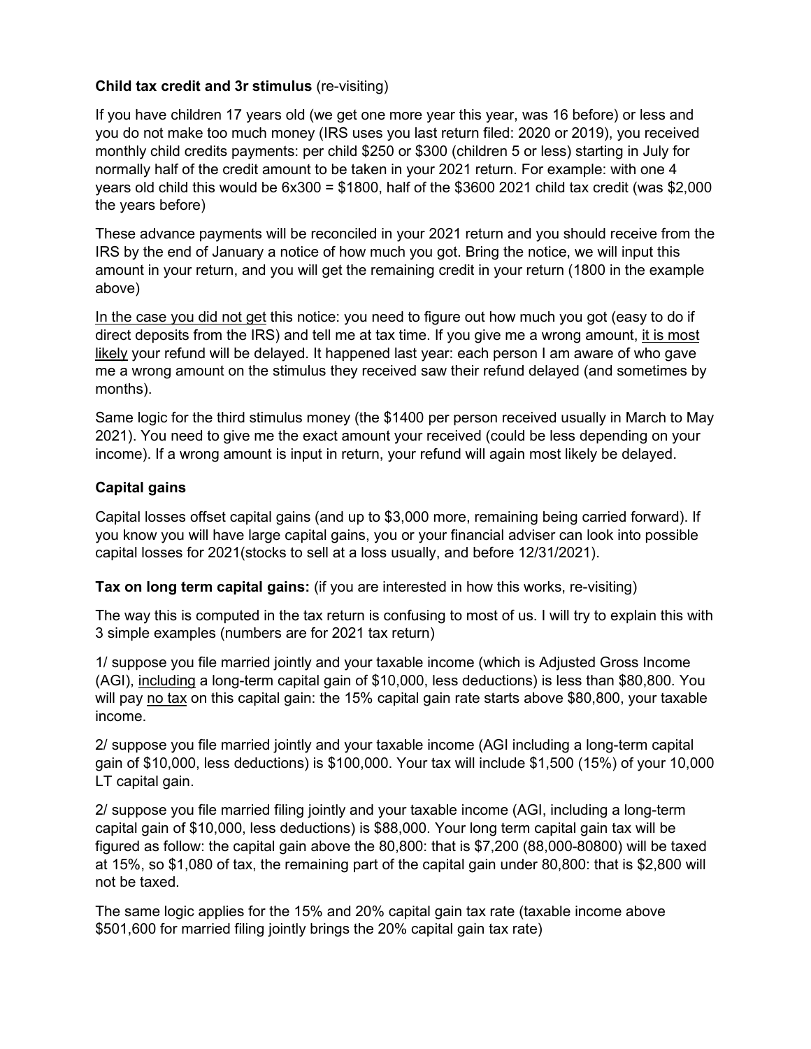**Child tax credit and 3r stimulus** (re-visiting)

If you have children 17 years old (we get one more year this year, was 16 before) or less and you do not make too much money (IRS uses you last return filed: 2020 or 2019), you received monthly child credits payments: per child \$250 or \$300 (children 5 or less) starting in July for normally half of the credit amount to be taken in your 2021 return. For example: with one 4 years old child this would be 6x300 = \$1800, half of the \$3600 2021 child tax credit (was \$2,000 the years before)

These advance payments will be reconciled in your 2021 return and you should receive from the IRS by the end of January a notice of how much you got. Bring the notice, we will input this amount in your return, and you will get the remaining credit in your return (1800 in the example above)

<u>In the case you did not get</u> this notice: you need to figure out how much you got (easy to do if direct deposits from the IRS) and tell me at tax time. If you give me a wrong amount, <u>it is most likely</u> your refund will be delayed. It happened last year: each person I am aware of who gave me a wrong amount on the stimulus they received saw their refund delayed (and sometimes by months).

Same logic for the third stimulus money (the \$1400 per person received usually in March to May 2021). You need to give me the exact amount your received (could be less depending on your income). If a wrong amount is input in return, your refund will again most likely be delayed.

**Capital gains**

Capital losses offset capital gains (and up to \$3,000 more, remaining being carried forward). If you know you will have large capital gains, you or your financial adviser can look into possible capital losses for 2021(stocks to sell at a loss usually, and before 12/31/2021).

**Tax on long term capital gains:** (if you are interested in how this works, re-visiting)

The way this is computed in the tax return is confusing to most of us. I will try to explain this with 3 simple examples (numbers are for 2021 tax return)

1/ suppose you file married jointly and your taxable income (which is Adjusted Gross Income (AGI), <u>including</u> a long-term capital gain of \$10,000, less deductions) is less than \$80,800. You will pay <u>no tax</u> on this capital gain: the 15% capital gain rate starts above \$80,800, your taxable income.

2/ suppose you file married jointly and your taxable income (AGI including a long-term capital gain of \$10,000, less deductions) is \$100,000. Your tax will include \$1,500 (15%) of your 10,000 LT capital gain.

2/ suppose you file married filing jointly and your taxable income (AGI, including a long-term capital gain of \$10,000, less deductions) is \$88,000. Your long term capital gain tax will be figured as follow: the capital gain above the 80,800: that is \$7,200 (88,000-80800) will be taxed at 15%, so \$1,080 of tax, the remaining part of the capital gain under 80,800: that is \$2,800 will not be taxed.

The same logic applies for the 15% and 20% capital gain tax rate (taxable income above \$501,600 for married filing jointly brings the 20% capital gain tax rate)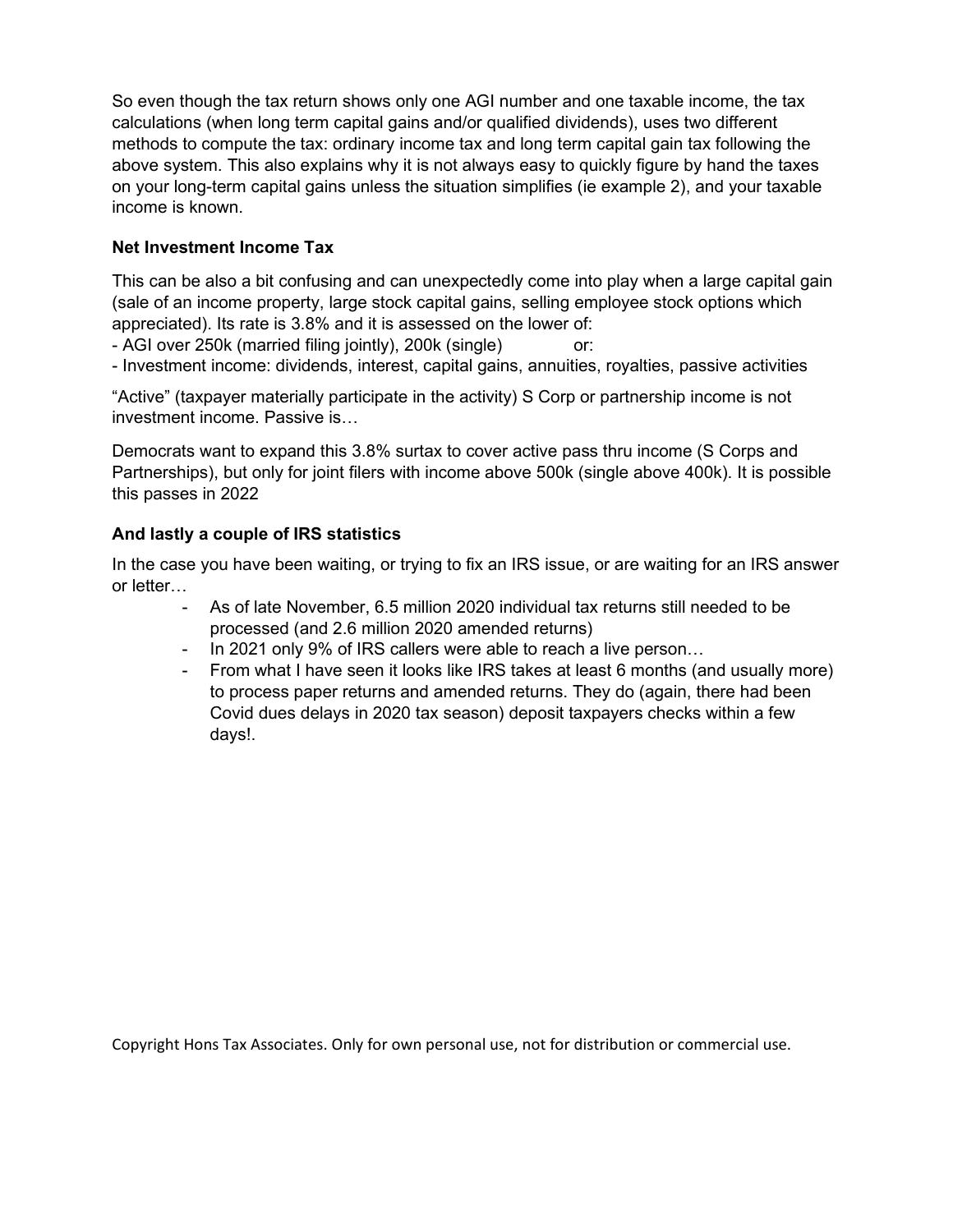So even though the tax return shows only one AGI number and one taxable income, the tax calculations (when long term capital gains and/or qualified dividends), uses two different methods to compute the tax: ordinary income tax and long term capital gain tax following the above system. This also explains why it is not always easy to quickly figure by hand the taxes on your long-term capital gains unless the situation simplifies (ie example 2), and your taxable income is known.

**Net Investment Income Tax**

This can be also a bit confusing and can unexpectedly come into play when a large capital gain (sale of an income property, large stock capital gains, selling employee stock options which appreciated). Its rate is 3.8% and it is assessed on the lower of:
- AGI over 250k (married filing jointly), 200k (single) or:
- Investment income: dividends, interest, capital gains, annuities, royalties, passive activities

"Active" (taxpayer materially participate in the activity) S Corp or partnership income is not investment income. Passive is…

Democrats want to expand this 3.8% surtax to cover active pass thru income (S Corps and Partnerships), but only for joint filers with income above 500k (single above 400k). It is possible this passes in 2022

**And lastly a couple of IRS statistics**

In the case you have been waiting, or trying to fix an IRS issue, or are waiting for an IRS answer or letter…

- As of late November, 6.5 million 2020 individual tax returns still needed to be processed (and 2.6 million 2020 amended returns)
- In 2021 only 9% of IRS callers were able to reach a live person…
- From what I have seen it looks like IRS takes at least 6 months (and usually more) to process paper returns and amended returns. They do (again, there had been Covid dues delays in 2020 tax season) deposit taxpayers checks within a few days!.

Copyright Hons Tax Associates. Only for own personal use, not for distribution or commercial use.